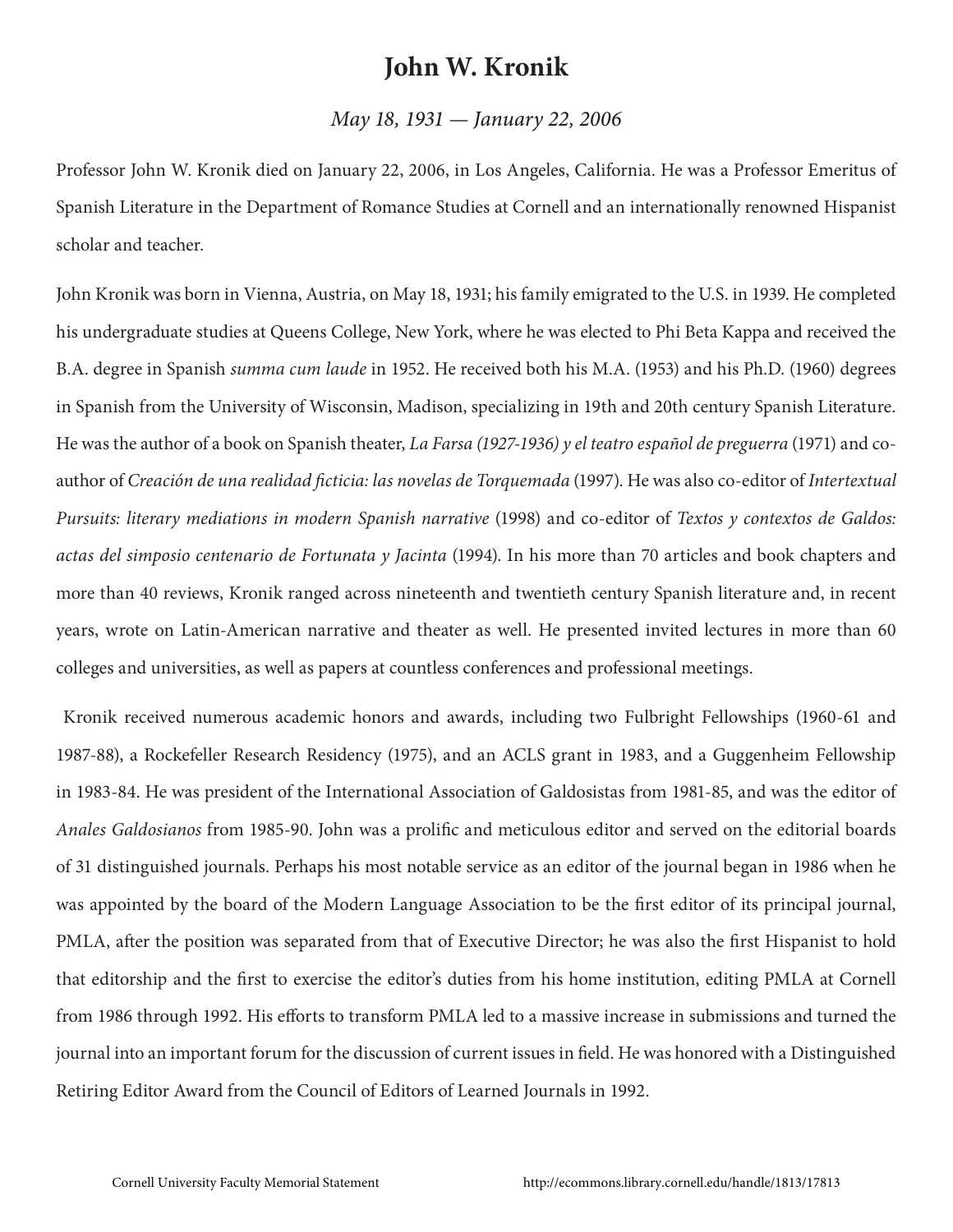# John W. Kronik

*May 18, 1931 — January 22, 2006*

Professor John W. Kronik died on January 22, 2006, in Los Angeles, California. He was a Professor Emeritus of Spanish Literature in the Department of Romance Studies at Cornell and an internationally renowned Hispanist scholar and teacher.

John Kronik was born in Vienna, Austria, on May 18, 1931; his family emigrated to the U.S. in 1939. He completed his undergraduate studies at Queens College, New York, where he was elected to Phi Beta Kappa and received the B.A. degree in Spanish *summa cum laude* in 1952. He received both his M.A. (1953) and his Ph.D. (1960) degrees in Spanish from the University of Wisconsin, Madison, specializing in 19th and 20th century Spanish Literature. He was the author of a book on Spanish theater, *La Farsa (1927-1936) y el teatro español de preguerra* (1971) and co-author of *Creación de una realidad ficticia: las novelas de Torquemada* (1997). He was also co-editor of *Intertextual Pursuits: literary mediations in modern Spanish narrative* (1998) and co-editor of *Textos y contextos de Galdos: actas del simposio centenario de Fortunata y Jacinta* (1994). In his more than 70 articles and book chapters and more than 40 reviews, Kronik ranged across nineteenth and twentieth century Spanish literature and, in recent years, wrote on Latin-American narrative and theater as well. He presented invited lectures in more than 60 colleges and universities, as well as papers at countless conferences and professional meetings.

Kronik received numerous academic honors and awards, including two Fulbright Fellowships (1960-61 and 1987-88), a Rockefeller Research Residency (1975), and an ACLS grant in 1983, and a Guggenheim Fellowship in 1983-84. He was president of the International Association of Galdosistas from 1981-85, and was the editor of *Anales Galdosianos* from 1985-90. John was a prolific and meticulous editor and served on the editorial boards of 31 distinguished journals. Perhaps his most notable service as an editor of the journal began in 1986 when he was appointed by the board of the Modern Language Association to be the first editor of its principal journal, PMLA, after the position was separated from that of Executive Director; he was also the first Hispanist to hold that editorship and the first to exercise the editor's duties from his home institution, editing PMLA at Cornell from 1986 through 1992. His efforts to transform PMLA led to a massive increase in submissions and turned the journal into an important forum for the discussion of current issues in field. He was honored with a Distinguished Retiring Editor Award from the Council of Editors of Learned Journals in 1992.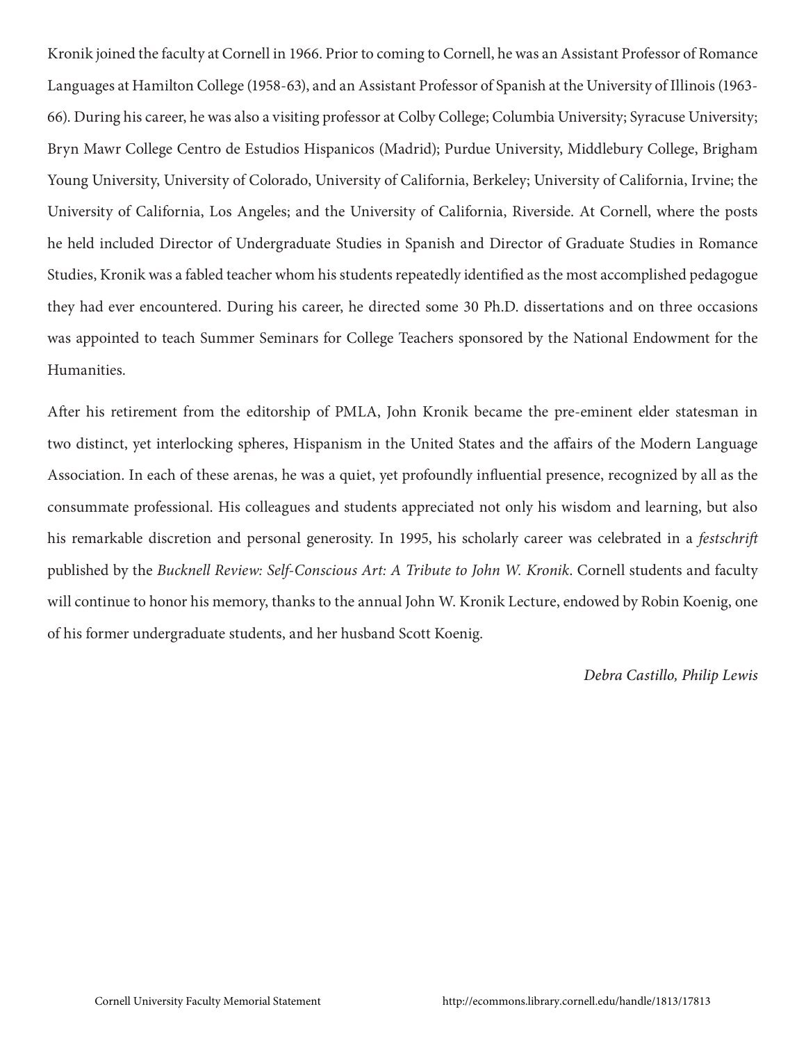Kronik joined the faculty at Cornell in 1966. Prior to coming to Cornell, he was an Assistant Professor of Romance Languages at Hamilton College (1958-63), and an Assistant Professor of Spanish at the University of Illinois (1963-66). During his career, he was also a visiting professor at Colby College; Columbia University; Syracuse University; Bryn Mawr College Centro de Estudios Hispanicos (Madrid); Purdue University, Middlebury College, Brigham Young University, University of Colorado, University of California, Berkeley; University of California, Irvine; the University of California, Los Angeles; and the University of California, Riverside. At Cornell, where the posts he held included Director of Undergraduate Studies in Spanish and Director of Graduate Studies in Romance Studies, Kronik was a fabled teacher whom his students repeatedly identified as the most accomplished pedagogue they had ever encountered. During his career, he directed some 30 Ph.D. dissertations and on three occasions was appointed to teach Summer Seminars for College Teachers sponsored by the National Endowment for the Humanities.

After his retirement from the editorship of PMLA, John Kronik became the pre-eminent elder statesman in two distinct, yet interlocking spheres, Hispanism in the United States and the affairs of the Modern Language Association. In each of these arenas, he was a quiet, yet profoundly influential presence, recognized by all as the consummate professional. His colleagues and students appreciated not only his wisdom and learning, but also his remarkable discretion and personal generosity. In 1995, his scholarly career was celebrated in a *festschrift* published by the *Bucknell Review: Self-Conscious Art: A Tribute to John W. Kronik*. Cornell students and faculty will continue to honor his memory, thanks to the annual John W. Kronik Lecture, endowed by Robin Koenig, one of his former undergraduate students, and her husband Scott Koenig.

*Debra Castillo, Philip Lewis*